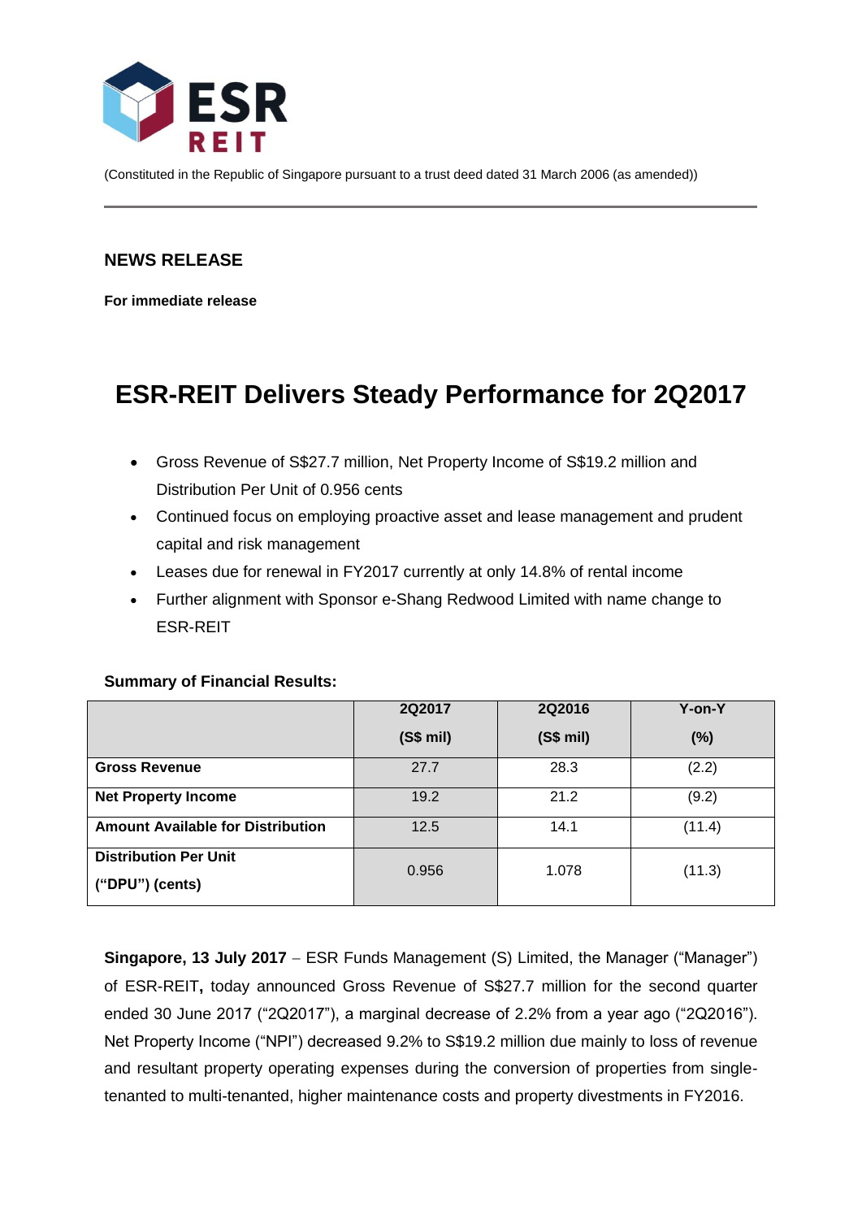ESR REIT

(Constituted in the Republic of Singapore pursuant to a trust deed dated 31 March 2006 (as amended))

## NEWS RELEASE

**For immediate release**

# ESR-REIT Delivers Steady Performance for 2Q2017

- Gross Revenue of S$27.7 million, Net Property Income of S$19.2 million and Distribution Per Unit of 0.956 cents
- Continued focus on employing proactive asset and lease management and prudent capital and risk management
- Leases due for renewal in FY2017 currently at only 14.8% of rental income
- Further alignment with Sponsor e-Shang Redwood Limited with name change to ESR-REIT

**Summary of Financial Results:**

| | 2Q2017 (S$ mil) | 2Q2016 (S$ mil) | Y-on-Y (%) |
|---|---|---|---|
| **Gross Revenue** | 27.7 | 28.3 | (2.2) |
| **Net Property Income** | 19.2 | 21.2 | (9.2) |
| **Amount Available for Distribution** | 12.5 | 14.1 | (11.4) |
| **Distribution Per Unit ("DPU") (cents)** | 0.956 | 1.078 | (11.3) |

**Singapore, 13 July 2017** – ESR Funds Management (S) Limited, the Manager ("Manager") of ESR-REIT**,** today announced Gross Revenue of S$27.7 million for the second quarter ended 30 June 2017 ("2Q2017"), a marginal decrease of 2.2% from a year ago ("2Q2016"). Net Property Income ("NPI") decreased 9.2% to S$19.2 million due mainly to loss of revenue and resultant property operating expenses during the conversion of properties from single-tenanted to multi-tenanted, higher maintenance costs and property divestments in FY2016.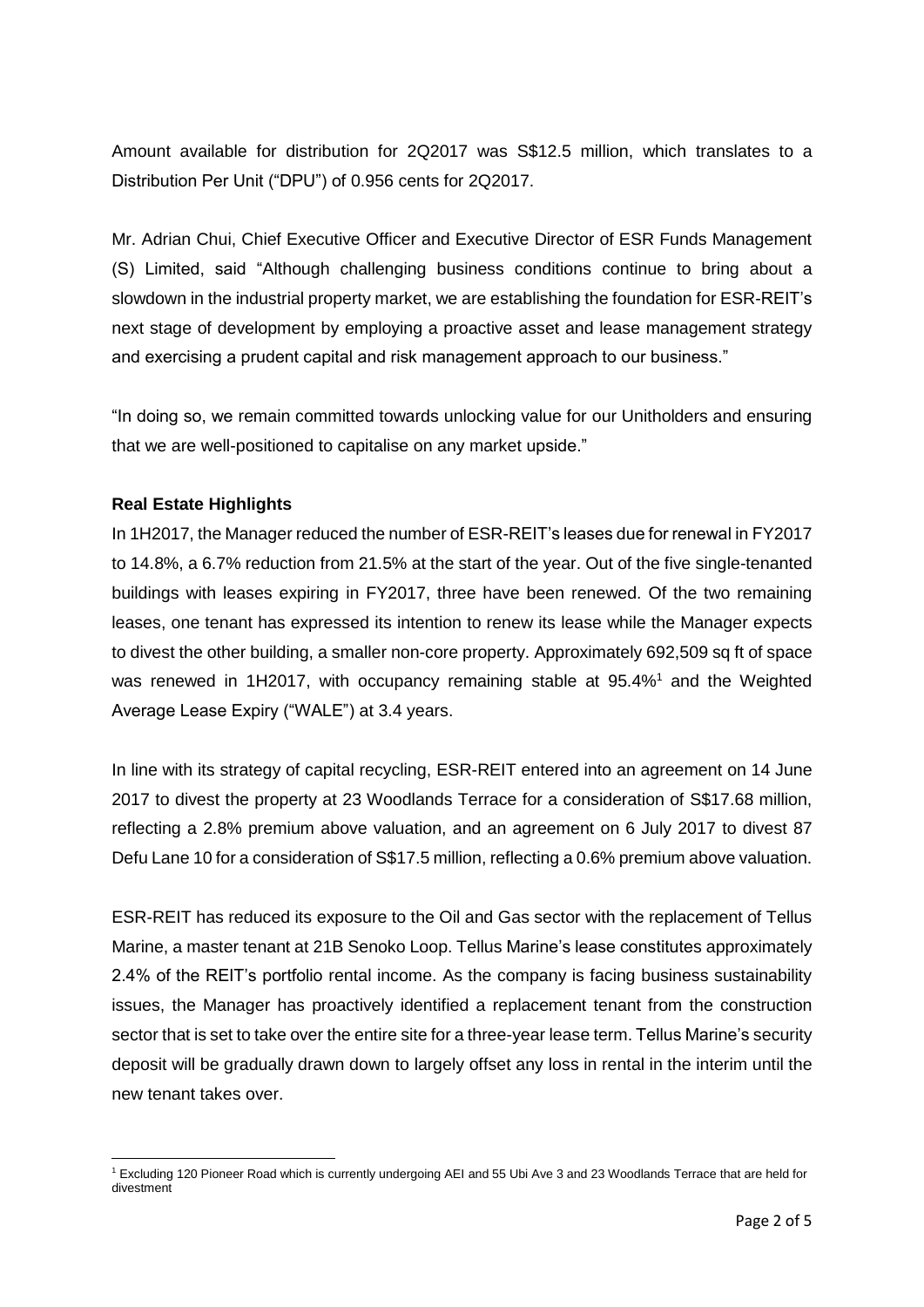Amount available for distribution for 2Q2017 was S$12.5 million, which translates to a Distribution Per Unit ("DPU") of 0.956 cents for 2Q2017.

Mr. Adrian Chui, Chief Executive Officer and Executive Director of ESR Funds Management (S) Limited, said "Although challenging business conditions continue to bring about a slowdown in the industrial property market, we are establishing the foundation for ESR-REIT's next stage of development by employing a proactive asset and lease management strategy and exercising a prudent capital and risk management approach to our business."

"In doing so, we remain committed towards unlocking value for our Unitholders and ensuring that we are well-positioned to capitalise on any market upside."

**Real Estate Highlights**

In 1H2017, the Manager reduced the number of ESR-REIT's leases due for renewal in FY2017 to 14.8%, a 6.7% reduction from 21.5% at the start of the year. Out of the five single-tenanted buildings with leases expiring in FY2017, three have been renewed. Of the two remaining leases, one tenant has expressed its intention to renew its lease while the Manager expects to divest the other building, a smaller non-core property. Approximately 692,509 sq ft of space was renewed in 1H2017, with occupancy remaining stable at 95.4%[1] and the Weighted Average Lease Expiry ("WALE") at 3.4 years.

In line with its strategy of capital recycling, ESR-REIT entered into an agreement on 14 June 2017 to divest the property at 23 Woodlands Terrace for a consideration of S$17.68 million, reflecting a 2.8% premium above valuation, and an agreement on 6 July 2017 to divest 87 Defu Lane 10 for a consideration of S$17.5 million, reflecting a 0.6% premium above valuation.

ESR-REIT has reduced its exposure to the Oil and Gas sector with the replacement of Tellus Marine, a master tenant at 21B Senoko Loop. Tellus Marine's lease constitutes approximately 2.4% of the REIT's portfolio rental income. As the company is facing business sustainability issues, the Manager has proactively identified a replacement tenant from the construction sector that is set to take over the entire site for a three-year lease term. Tellus Marine's security deposit will be gradually drawn down to largely offset any loss in rental in the interim until the new tenant takes over.

[1] Excluding 120 Pioneer Road which is currently undergoing AEI and 55 Ubi Ave 3 and 23 Woodlands Terrace that are held for divestment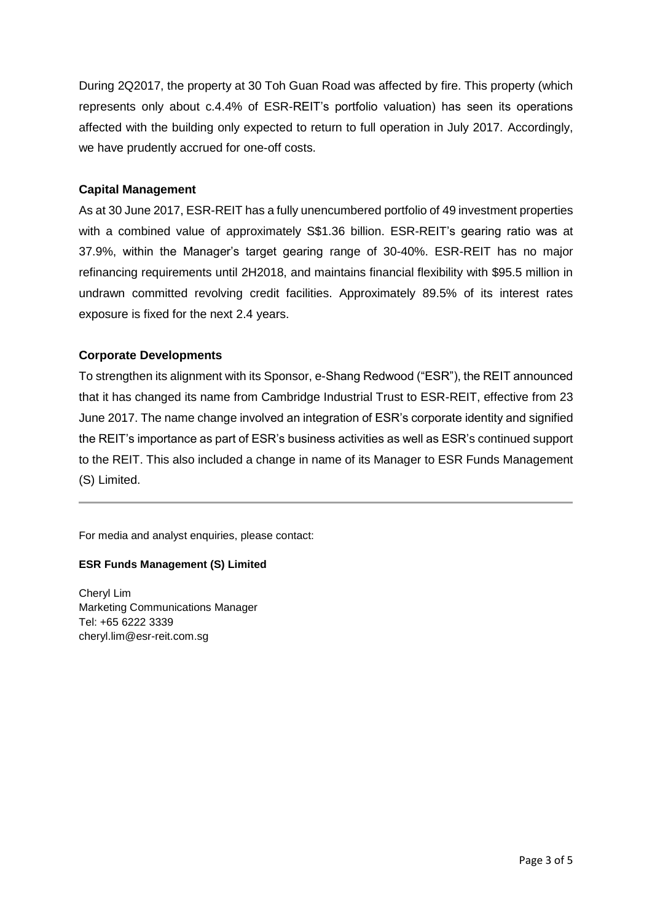During 2Q2017, the property at 30 Toh Guan Road was affected by fire. This property (which represents only about c.4.4% of ESR-REIT's portfolio valuation) has seen its operations affected with the building only expected to return to full operation in July 2017. Accordingly, we have prudently accrued for one-off costs.

**Capital Management**

As at 30 June 2017, ESR-REIT has a fully unencumbered portfolio of 49 investment properties with a combined value of approximately S$1.36 billion. ESR-REIT's gearing ratio was at 37.9%, within the Manager's target gearing range of 30-40%. ESR-REIT has no major refinancing requirements until 2H2018, and maintains financial flexibility with $95.5 million in undrawn committed revolving credit facilities. Approximately 89.5% of its interest rates exposure is fixed for the next 2.4 years.

**Corporate Developments**

To strengthen its alignment with its Sponsor, e-Shang Redwood ("ESR"), the REIT announced that it has changed its name from Cambridge Industrial Trust to ESR-REIT, effective from 23 June 2017. The name change involved an integration of ESR's corporate identity and signified the REIT's importance as part of ESR's business activities as well as ESR's continued support to the REIT. This also included a change in name of its Manager to ESR Funds Management (S) Limited.

---

For media and analyst enquiries, please contact:

**ESR Funds Management (S) Limited**

Cheryl Lim
Marketing Communications Manager
Tel: +65 6222 3339
cheryl.lim@esr-reit.com.sg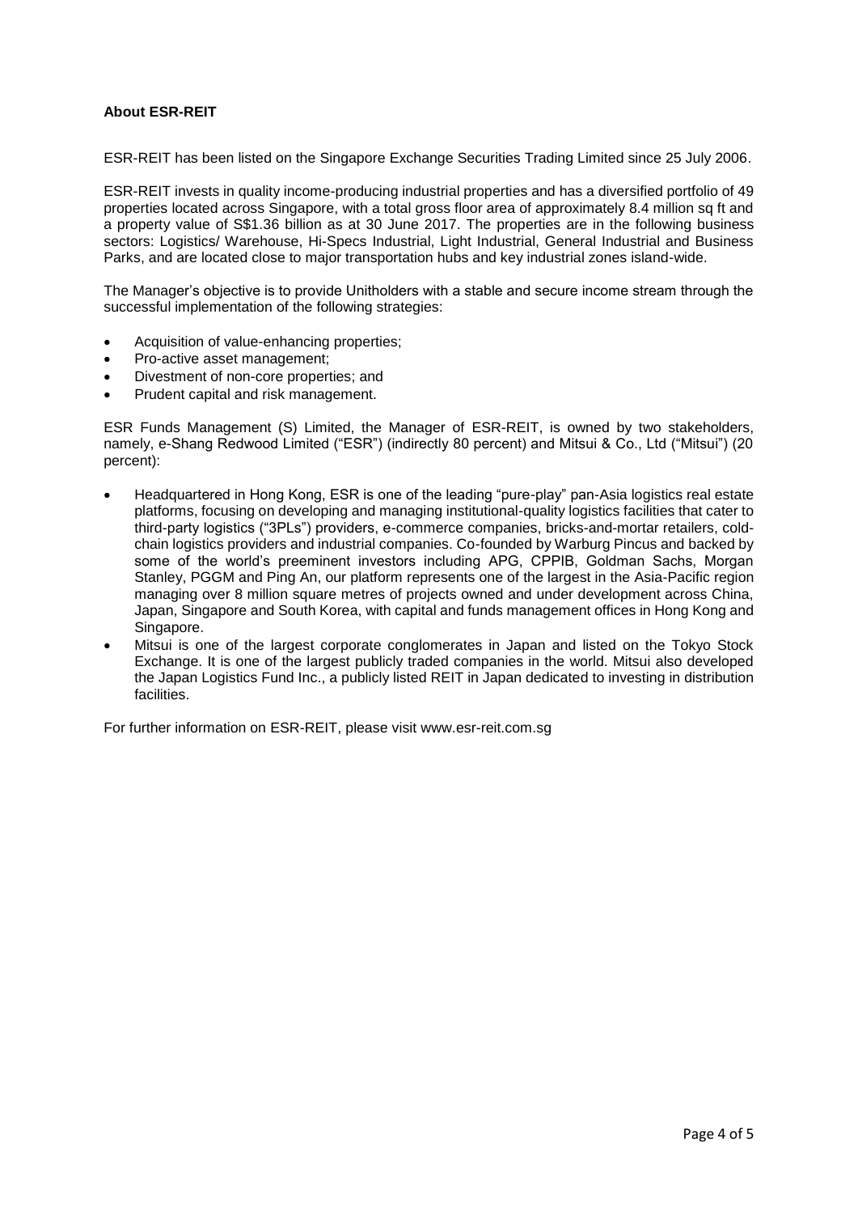**About ESR-REIT**

ESR-REIT has been listed on the Singapore Exchange Securities Trading Limited since 25 July 2006.

ESR-REIT invests in quality income-producing industrial properties and has a diversified portfolio of 49 properties located across Singapore, with a total gross floor area of approximately 8.4 million sq ft and a property value of S$1.36 billion as at 30 June 2017. The properties are in the following business sectors: Logistics/ Warehouse, Hi-Specs Industrial, Light Industrial, General Industrial and Business Parks, and are located close to major transportation hubs and key industrial zones island-wide.

The Manager's objective is to provide Unitholders with a stable and secure income stream through the successful implementation of the following strategies:

- Acquisition of value-enhancing properties;
- Pro-active asset management;
- Divestment of non-core properties; and
- Prudent capital and risk management.

ESR Funds Management (S) Limited, the Manager of ESR-REIT, is owned by two stakeholders, namely, e-Shang Redwood Limited ("ESR") (indirectly 80 percent) and Mitsui & Co., Ltd ("Mitsui") (20 percent):

- Headquartered in Hong Kong, ESR is one of the leading "pure-play" pan-Asia logistics real estate platforms, focusing on developing and managing institutional-quality logistics facilities that cater to third-party logistics ("3PLs") providers, e-commerce companies, bricks-and-mortar retailers, cold-chain logistics providers and industrial companies. Co-founded by Warburg Pincus and backed by some of the world's preeminent investors including APG, CPPIB, Goldman Sachs, Morgan Stanley, PGGM and Ping An, our platform represents one of the largest in the Asia-Pacific region managing over 8 million square metres of projects owned and under development across China, Japan, Singapore and South Korea, with capital and funds management offices in Hong Kong and Singapore.
- Mitsui is one of the largest corporate conglomerates in Japan and listed on the Tokyo Stock Exchange. It is one of the largest publicly traded companies in the world. Mitsui also developed the Japan Logistics Fund Inc., a publicly listed REIT in Japan dedicated to investing in distribution facilities.

For further information on ESR-REIT, please visit www.esr-reit.com.sg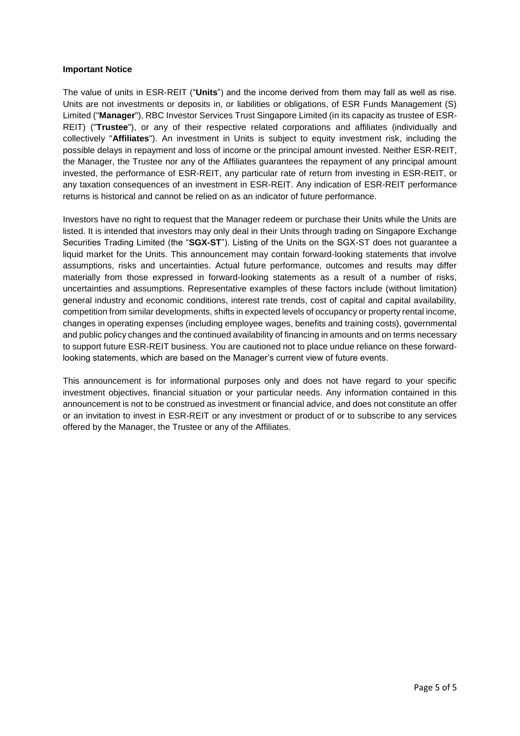**Important Notice**

The value of units in ESR-REIT ("**Units**") and the income derived from them may fall as well as rise. Units are not investments or deposits in, or liabilities or obligations, of ESR Funds Management (S) Limited ("**Manager**"), RBC Investor Services Trust Singapore Limited (in its capacity as trustee of ESR-REIT) ("**Trustee**"), or any of their respective related corporations and affiliates (individually and collectively "**Affiliates**"). An investment in Units is subject to equity investment risk, including the possible delays in repayment and loss of income or the principal amount invested. Neither ESR-REIT, the Manager, the Trustee nor any of the Affiliates guarantees the repayment of any principal amount invested, the performance of ESR-REIT, any particular rate of return from investing in ESR-REIT, or any taxation consequences of an investment in ESR-REIT. Any indication of ESR-REIT performance returns is historical and cannot be relied on as an indicator of future performance.

Investors have no right to request that the Manager redeem or purchase their Units while the Units are listed. It is intended that investors may only deal in their Units through trading on Singapore Exchange Securities Trading Limited (the "**SGX-ST**"). Listing of the Units on the SGX-ST does not guarantee a liquid market for the Units. This announcement may contain forward-looking statements that involve assumptions, risks and uncertainties. Actual future performance, outcomes and results may differ materially from those expressed in forward-looking statements as a result of a number of risks, uncertainties and assumptions. Representative examples of these factors include (without limitation) general industry and economic conditions, interest rate trends, cost of capital and capital availability, competition from similar developments, shifts in expected levels of occupancy or property rental income, changes in operating expenses (including employee wages, benefits and training costs), governmental and public policy changes and the continued availability of financing in amounts and on terms necessary to support future ESR-REIT business. You are cautioned not to place undue reliance on these forward-looking statements, which are based on the Manager's current view of future events.

This announcement is for informational purposes only and does not have regard to your specific investment objectives, financial situation or your particular needs. Any information contained in this announcement is not to be construed as investment or financial advice, and does not constitute an offer or an invitation to invest in ESR-REIT or any investment or product of or to subscribe to any services offered by the Manager, the Trustee or any of the Affiliates.